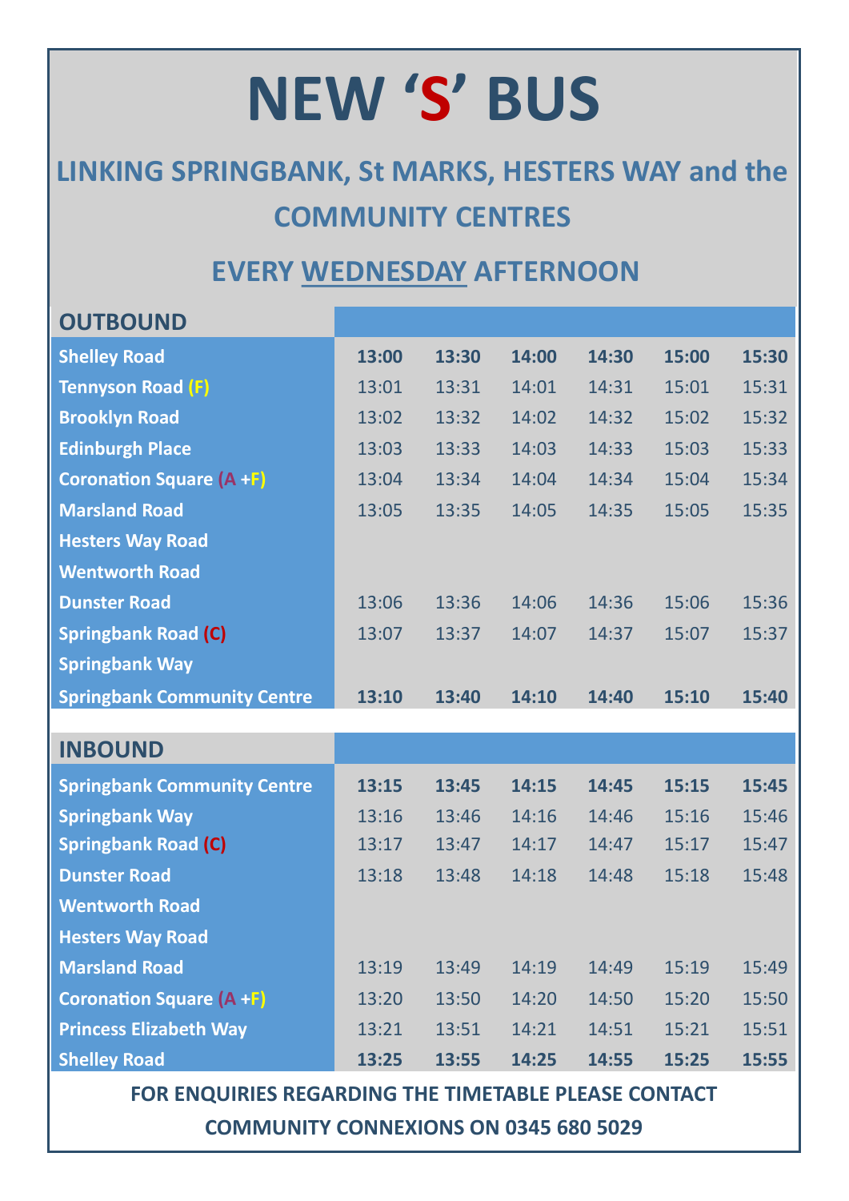# NEW 'S' BUS

## LINKING SPRINGBANK, St MARKS, HESTERS WAY and the COMMUNITY CENTRES

## EVERY WEDNESDAY AFTERNOON

| OUTBOUND | | | | | | |
|---|---|---|---|---|---|---|
| Shelley Road | **13:00** | **13:30** | **14:00** | **14:30** | **15:00** | **15:30** |
| Tennyson Road (F) | 13:01 | 13:31 | 14:01 | 14:31 | 15:01 | 15:31 |
| Brooklyn Road | 13:02 | 13:32 | 14:02 | 14:32 | 15:02 | 15:32 |
| Edinburgh Place | 13:03 | 13:33 | 14:03 | 14:33 | 15:03 | 15:33 |
| Coronation Square (A +F) | 13:04 | 13:34 | 14:04 | 14:34 | 15:04 | 15:34 |
| Marsland Road | 13:05 | 13:35 | 14:05 | 14:35 | 15:05 | 15:35 |
| Hesters Way Road | | | | | | |
| Wentworth Road | | | | | | |
| Dunster Road | 13:06 | 13:36 | 14:06 | 14:36 | 15:06 | 15:36 |
| Springbank Road (C) | 13:07 | 13:37 | 14:07 | 14:37 | 15:07 | 15:37 |
| Springbank Way | | | | | | |
| Springbank Community Centre | **13:10** | **13:40** | **14:10** | **14:40** | **15:10** | **15:40** |

| INBOUND | | | | | | |
|---|---|---|---|---|---|---|
| Springbank Community Centre | **13:15** | **13:45** | **14:15** | **14:45** | **15:15** | **15:45** |
| Springbank Way | 13:16 | 13:46 | 14:16 | 14:46 | 15:16 | 15:46 |
| Springbank Road (C) | 13:17 | 13:47 | 14:17 | 14:47 | 15:17 | 15:47 |
| Dunster Road | 13:18 | 13:48 | 14:18 | 14:48 | 15:18 | 15:48 |
| Wentworth Road | | | | | | |
| Hesters Way Road | | | | | | |
| Marsland Road | 13:19 | 13:49 | 14:19 | 14:49 | 15:19 | 15:49 |
| Coronation Square (A +F) | 13:20 | 13:50 | 14:20 | 14:50 | 15:20 | 15:50 |
| Princess Elizabeth Way | 13:21 | 13:51 | 14:21 | 14:51 | 15:21 | 15:51 |
| Shelley Road | **13:25** | **13:55** | **14:25** | **14:55** | **15:25** | **15:55** |

**FOR ENQUIRIES REGARDING THE TIMETABLE PLEASE CONTACT COMMUNITY CONNEXIONS ON 0345 680 5029**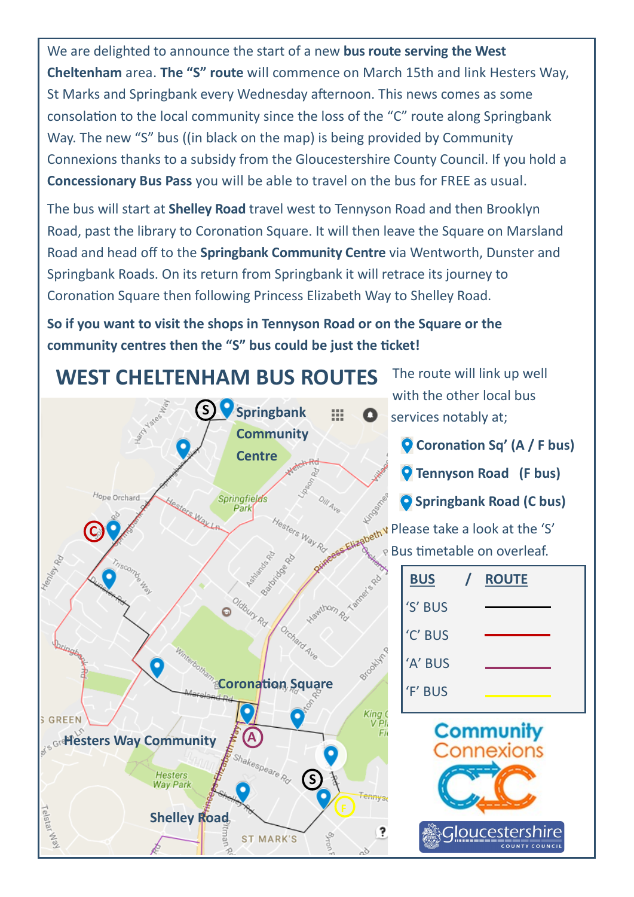We are delighted to announce the start of a new **bus route serving the West Cheltenham** area. **The "S" route** will commence on March 15th and link Hesters Way, St Marks and Springbank every Wednesday afternoon. This news comes as some consolation to the local community since the loss of the "C" route along Springbank Way. The new "S" bus ((in black on the map) is being provided by Community Connexions thanks to a subsidy from the Gloucestershire County Council. If you hold a **Concessionary Bus Pass** you will be able to travel on the bus for FREE as usual.

The bus will start at **Shelley Road** travel west to Tennyson Road and then Brooklyn Road, past the library to Coronation Square. It will then leave the Square on Marsland Road and head off to the **Springbank Community Centre** via Wentworth, Dunster and Springbank Roads. On its return from Springbank it will retrace its journey to Coronation Square then following Princess Elizabeth Way to Shelley Road.

**So if you want to visit the shops in Tennyson Road or on the Square or the community centres then the "S" bus could be just the ticket!**

## WEST CHELTENHAM BUS ROUTES

Springbank Community Centre

Coronation Square

Hesters Way Community

Shelley Road

The route will link up well with the other local bus services notably at;

- **Coronation Sq' (A / F bus)**
- **Tennyson Road (F bus)**
- **Springbank Road (C bus)**

Please take a look at the 'S' Bus timetable on overleaf.

| BUS | / ROUTE |
|---|---|
| 'S' BUS | black line |
| 'C' BUS | red line |
| 'A' BUS | purple line |
| 'F' BUS | yellow line |

Community Connexions

Gloucestershire County Council